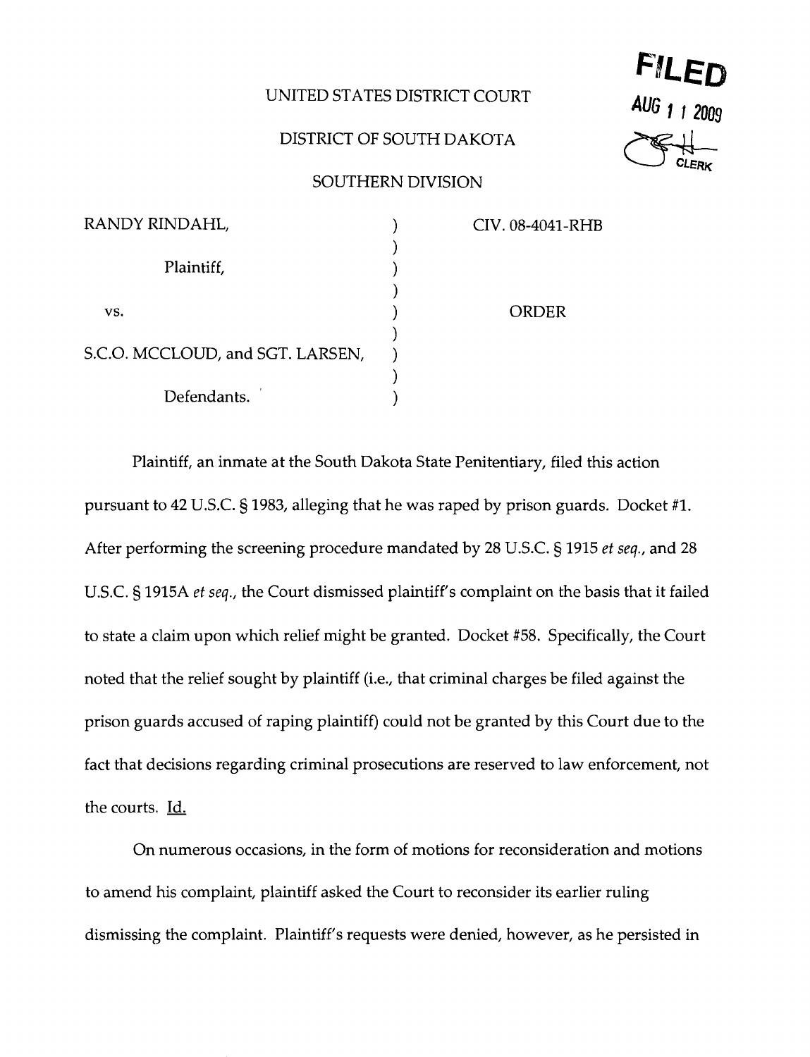UNITED STATES DISTRICT COURT

DISTRICT OF SOUTH DAKOTA

SOUTHERN DIVISION

**FILED**
AUG 11 2009
CLERK

| | | |
|---|---|---|
| RANDY RINDAHL,<br><br>Plaintiff,<br><br>vs.<br><br>S.C.O. MCCLOUD, and SGT. LARSEN,<br><br>Defendants. | ) | CIV. 08-4041-RHB<br><br><br><br>ORDER |

Plaintiff, an inmate at the South Dakota State Penitentiary, filed this action pursuant to 42 U.S.C. § 1983, alleging that he was raped by prison guards. Docket #1. After performing the screening procedure mandated by 28 U.S.C. § 1915 *et seq.*, and 28 U.S.C. § 1915A *et seq.*, the Court dismissed plaintiff's complaint on the basis that it failed to state a claim upon which relief might be granted. Docket #58. Specifically, the Court noted that the relief sought by plaintiff (i.e., that criminal charges be filed against the prison guards accused of raping plaintiff) could not be granted by this Court due to the fact that decisions regarding criminal prosecutions are reserved to law enforcement, not the courts. Id.

On numerous occasions, in the form of motions for reconsideration and motions to amend his complaint, plaintiff asked the Court to reconsider its earlier ruling dismissing the complaint. Plaintiff's requests were denied, however, as he persisted in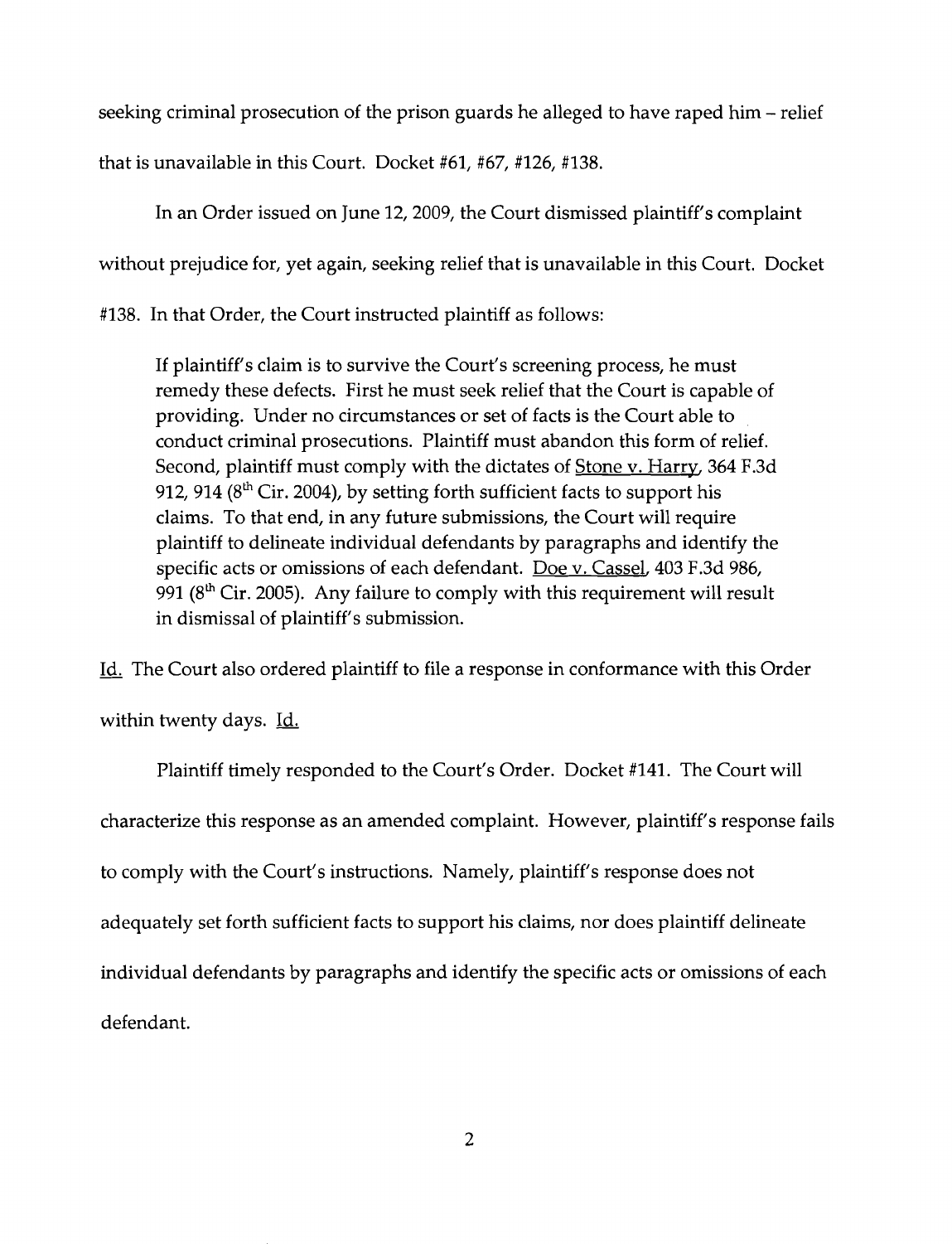seeking criminal prosecution of the prison guards he alleged to have raped him – relief that is unavailable in this Court. Docket #61, #67, #126, #138.

In an Order issued on June 12, 2009, the Court dismissed plaintiff's complaint without prejudice for, yet again, seeking relief that is unavailable in this Court. Docket #138. In that Order, the Court instructed plaintiff as follows:

> If plaintiff's claim is to survive the Court's screening process, he must remedy these defects. First he must seek relief that the Court is capable of providing. Under no circumstances or set of facts is the Court able to conduct criminal prosecutions. Plaintiff must abandon this form of relief. Second, plaintiff must comply with the dictates of Stone v. Harry, 364 F.3d 912, 914 (8th Cir. 2004), by setting forth sufficient facts to support his claims. To that end, in any future submissions, the Court will require plaintiff to delineate individual defendants by paragraphs and identify the specific acts or omissions of each defendant. Doe v. Cassel, 403 F.3d 986, 991 (8th Cir. 2005). Any failure to comply with this requirement will result in dismissal of plaintiff's submission.

Id. The Court also ordered plaintiff to file a response in conformance with this Order within twenty days. Id.

Plaintiff timely responded to the Court's Order. Docket #141. The Court will characterize this response as an amended complaint. However, plaintiff's response fails to comply with the Court's instructions. Namely, plaintiff's response does not adequately set forth sufficient facts to support his claims, nor does plaintiff delineate individual defendants by paragraphs and identify the specific acts or omissions of each defendant.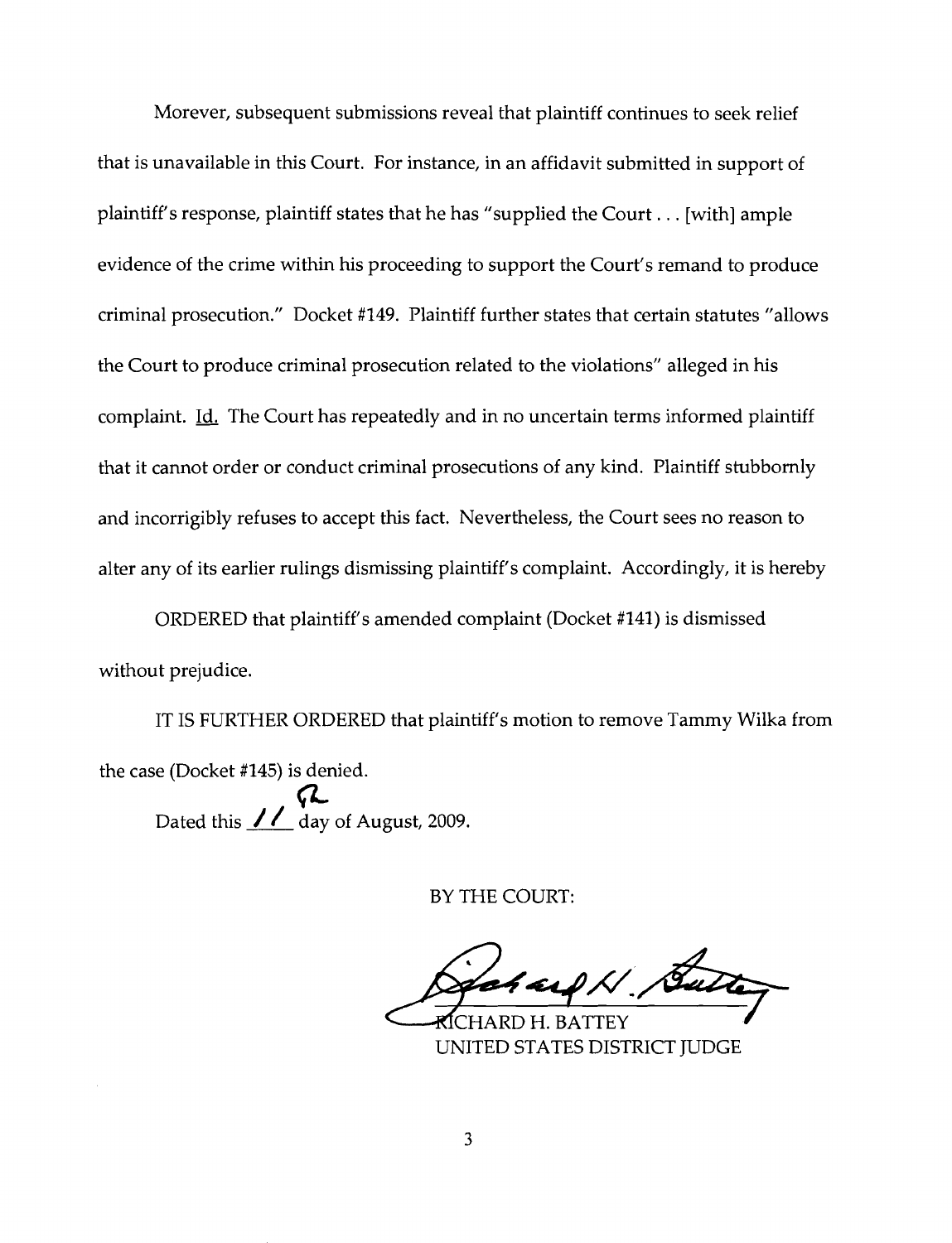Morever, subsequent submissions reveal that plaintiff continues to seek relief that is unavailable in this Court. For instance, in an affidavit submitted in support of plaintiff's response, plaintiff states that he has "supplied the Court . . . [with] ample evidence of the crime within his proceeding to support the Court's remand to produce criminal prosecution." Docket #149. Plaintiff further states that certain statutes "allows the Court to produce criminal prosecution related to the violations" alleged in his complaint. Id. The Court has repeatedly and in no uncertain terms informed plaintiff that it cannot order or conduct criminal prosecutions of any kind. Plaintiff stubbornly and incorrigibly refuses to accept this fact. Nevertheless, the Court sees no reason to alter any of its earlier rulings dismissing plaintiff's complaint. Accordingly, it is hereby

ORDERED that plaintiff's amended complaint (Docket #141) is dismissed without prejudice.

IT IS FURTHER ORDERED that plaintiff's motion to remove Tammy Wilka from the case (Docket #145) is denied.

Dated this 11th day of August, 2009.

BY THE COURT:

Richard H. Battey

RICHARD H. BATTEY
UNITED STATES DISTRICT JUDGE